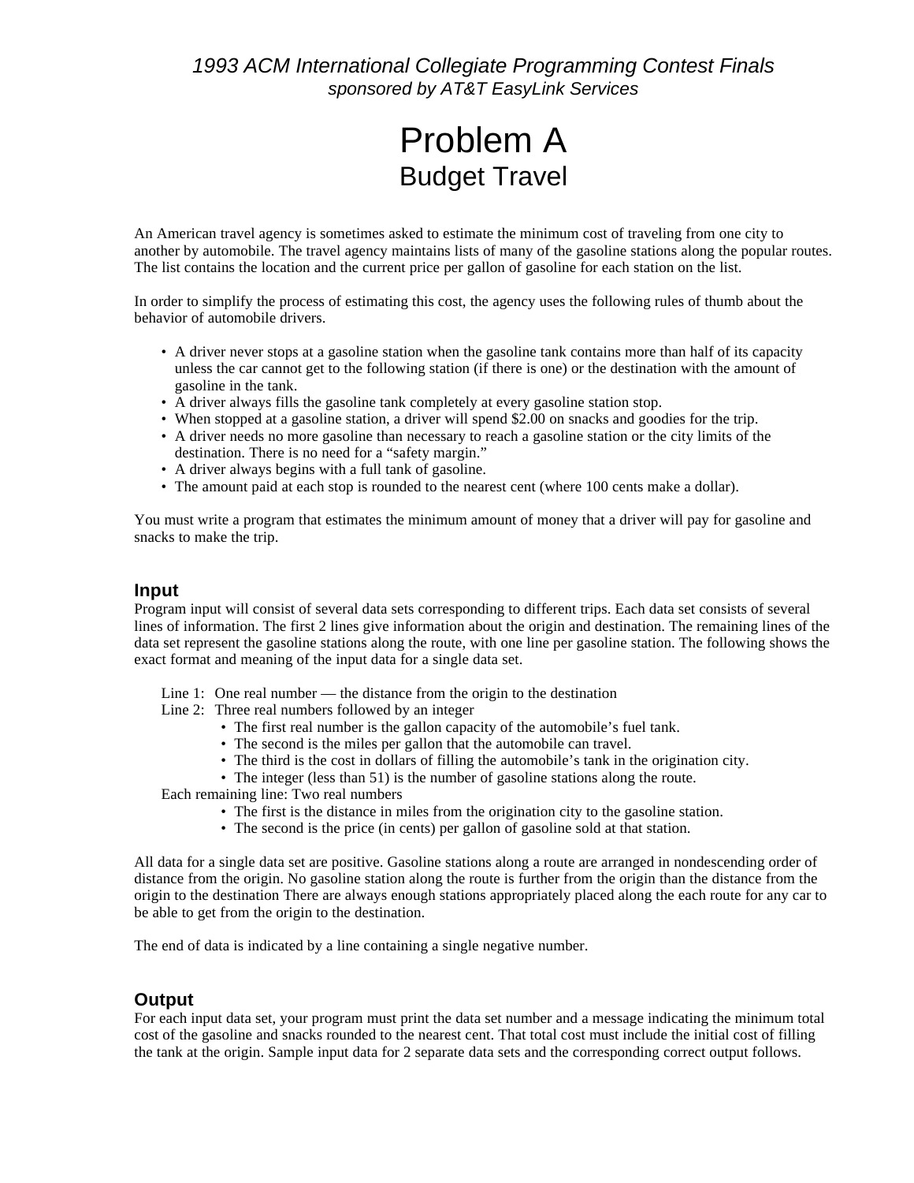*1993 ACM International Collegiate Programming Contest Finals*
*sponsored by AT&T EasyLink Services*

# Problem A
## Budget Travel

An American travel agency is sometimes asked to estimate the minimum cost of traveling from one city to another by automobile. The travel agency maintains lists of many of the gasoline stations along the popular routes. The list contains the location and the current price per gallon of gasoline for each station on the list.

In order to simplify the process of estimating this cost, the agency uses the following rules of thumb about the behavior of automobile drivers.

- A driver never stops at a gasoline station when the gasoline tank contains more than half of its capacity unless the car cannot get to the following station (if there is one) or the destination with the amount of gasoline in the tank.
- A driver always fills the gasoline tank completely at every gasoline station stop.
- When stopped at a gasoline station, a driver will spend $2.00 on snacks and goodies for the trip.
- A driver needs no more gasoline than necessary to reach a gasoline station or the city limits of the destination. There is no need for a "safety margin."
- A driver always begins with a full tank of gasoline.
- The amount paid at each stop is rounded to the nearest cent (where 100 cents make a dollar).

You must write a program that estimates the minimum amount of money that a driver will pay for gasoline and snacks to make the trip.

### Input

Program input will consist of several data sets corresponding to different trips. Each data set consists of several lines of information. The first 2 lines give information about the origin and destination. The remaining lines of the data set represent the gasoline stations along the route, with one line per gasoline station. The following shows the exact format and meaning of the input data for a single data set.

Line 1: One real number — the distance from the origin to the destination

Line 2: Three real numbers followed by an integer

- The first real number is the gallon capacity of the automobile's fuel tank.
- The second is the miles per gallon that the automobile can travel.
- The third is the cost in dollars of filling the automobile's tank in the origination city.
- The integer (less than 51) is the number of gasoline stations along the route.

Each remaining line: Two real numbers

- The first is the distance in miles from the origination city to the gasoline station.
- The second is the price (in cents) per gallon of gasoline sold at that station.

All data for a single data set are positive. Gasoline stations along a route are arranged in nondescending order of distance from the origin. No gasoline station along the route is further from the origin than the distance from the origin to the destination There are always enough stations appropriately placed along the each route for any car to be able to get from the origin to the destination.

The end of data is indicated by a line containing a single negative number.

### Output

For each input data set, your program must print the data set number and a message indicating the minimum total cost of the gasoline and snacks rounded to the nearest cent. That total cost must include the initial cost of filling the tank at the origin. Sample input data for 2 separate data sets and the corresponding correct output follows.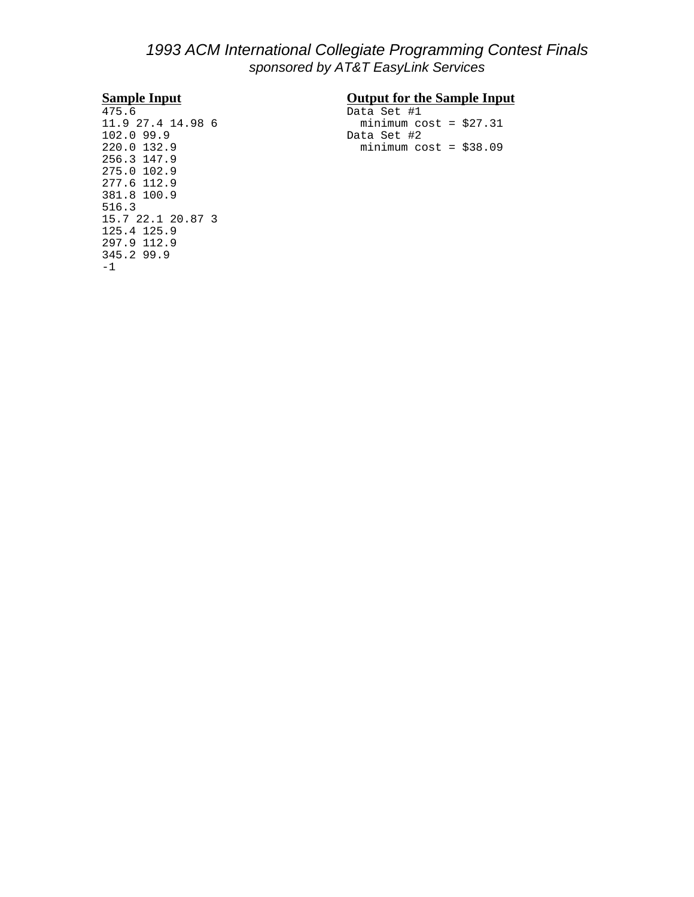**Sample Input**

```
475.6
11.9 27.4 14.98 6
102.0 99.9
220.0 132.9
256.3 147.9
275.0 102.9
277.6 112.9
381.8 100.9
516.3
15.7 22.1 20.87 3
125.4 125.9
297.9 112.9
345.2 99.9
-1
```

**Output for the Sample Input**

```
Data Set #1
  minimum cost = $27.31
Data Set #2
  minimum cost = $38.09
```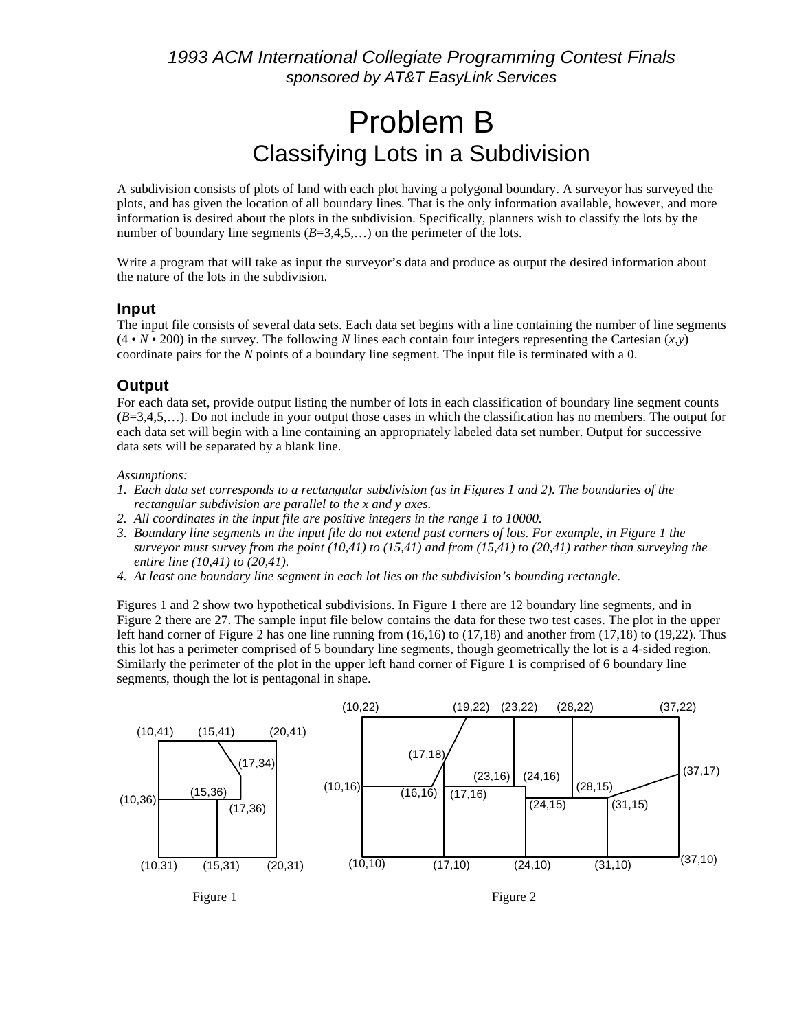*1993 ACM International Collegiate Programming Contest Finals*
*sponsored by AT&T EasyLink Services*

# Problem B
## Classifying Lots in a Subdivision

A subdivision consists of plots of land with each plot having a polygonal boundary. A surveyor has surveyed the plots, and has given the location of all boundary lines. That is the only information available, however, and more information is desired about the plots in the subdivision. Specifically, planners wish to classify the lots by the number of boundary line segments (*B*=3,4,5,…) on the perimeter of the lots.

Write a program that will take as input the surveyor's data and produce as output the desired information about the nature of the lots in the subdivision.

### Input

The input file consists of several data sets. Each data set begins with a line containing the number of line segments (4 • *N* • 200) in the survey. The following *N* lines each contain four integers representing the Cartesian (*x*,*y*) coordinate pairs for the *N* points of a boundary line segment. The input file is terminated with a 0.

### Output

For each data set, provide output listing the number of lots in each classification of boundary line segment counts (*B*=3,4,5,…). Do not include in your output those cases in which the classification has no members. The output for each data set will begin with a line containing an appropriately labeled data set number. Output for successive data sets will be separated by a blank line.

*Assumptions:*

1. *Each data set corresponds to a rectangular subdivision (as in Figures 1 and 2). The boundaries of the rectangular subdivision are parallel to the x and y axes.*
2. *All coordinates in the input file are positive integers in the range 1 to 10000.*
3. *Boundary line segments in the input file do not extend past corners of lots. For example, in Figure 1 the surveyor must survey from the point (10,41) to (15,41) and from (15,41) to (20,41) rather than surveying the entire line (10,41) to (20,41).*
4. *At least one boundary line segment in each lot lies on the subdivision's bounding rectangle.*

Figures 1 and 2 show two hypothetical subdivisions. In Figure 1 there are 12 boundary line segments, and in Figure 2 there are 27. The sample input file below contains the data for these two test cases. The plot in the upper left hand corner of Figure 2 has one line running from (16,16) to (17,18) and another from (17,18) to (19,22). Thus this lot has a perimeter comprised of 5 boundary line segments, though geometrically the lot is a 4-sided region. Similarly the perimeter of the plot in the upper left hand corner of Figure 1 is comprised of 6 boundary line segments, though the lot is pentagonal in shape.

(10,41) (15,41) (20,41)
(17,34)
(10,36) (15,36) (17,36)
(10,31) (15,31) (20,31)

Figure 1

(10,22) (19,22) (23,22) (28,22) (37,22)
(17,18)
(37,17)
(23,16) (24,16)
(10,16) (28,15)
(16,16) (17,16)
(24,15) (31,15)
(10,10) (17,10) (24,10) (31,10) (37,10)

Figure 2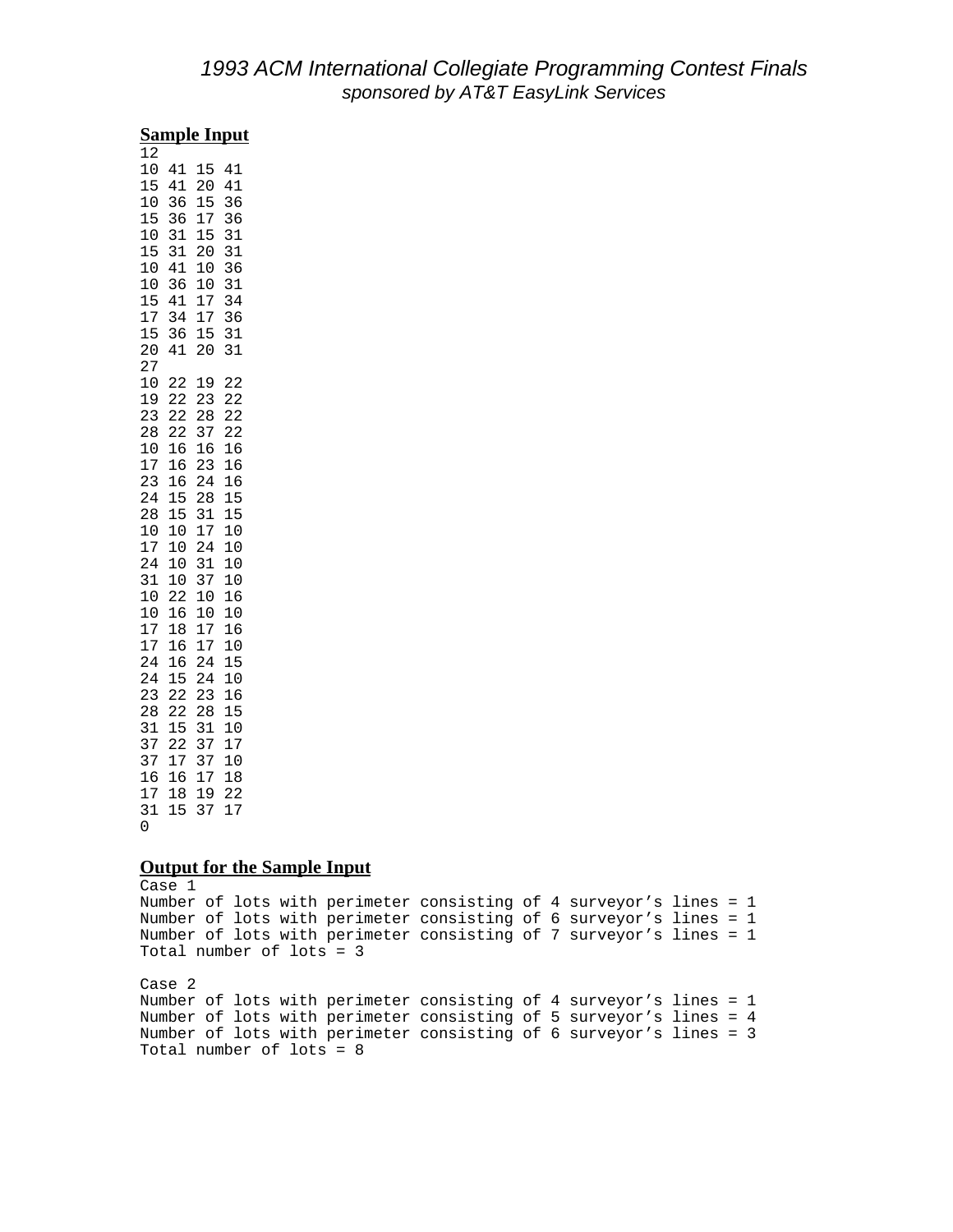**Sample Input**

```
12
10 41 15 41
15 41 20 41
10 36 15 36
15 36 17 36
10 31 15 31
15 31 20 31
10 41 10 36
10 36 10 31
15 41 17 34
17 34 17 36
15 36 15 31
20 41 20 31
27
10 22 19 22
19 22 23 22
23 22 28 22
28 22 37 22
10 16 16 16
17 16 23 16
23 16 24 16
24 15 28 15
28 15 31 15
10 10 17 10
17 10 24 10
24 10 31 10
31 10 37 10
10 22 10 16
10 16 10 10
17 18 17 16
17 16 17 10
24 16 24 15
24 15 24 10
23 22 23 16
28 22 28 15
31 15 31 10
37 22 37 17
37 17 37 10
16 16 17 18
17 18 19 22
31 15 37 17
0
```

**Output for the Sample Input**

```
Case 1
Number of lots with perimeter consisting of 4 surveyor's lines = 1
Number of lots with perimeter consisting of 6 surveyor's lines = 1
Number of lots with perimeter consisting of 7 surveyor's lines = 1
Total number of lots = 3

Case 2
Number of lots with perimeter consisting of 4 surveyor's lines = 1
Number of lots with perimeter consisting of 5 surveyor's lines = 4
Number of lots with perimeter consisting of 6 surveyor's lines = 3
Total number of lots = 8
```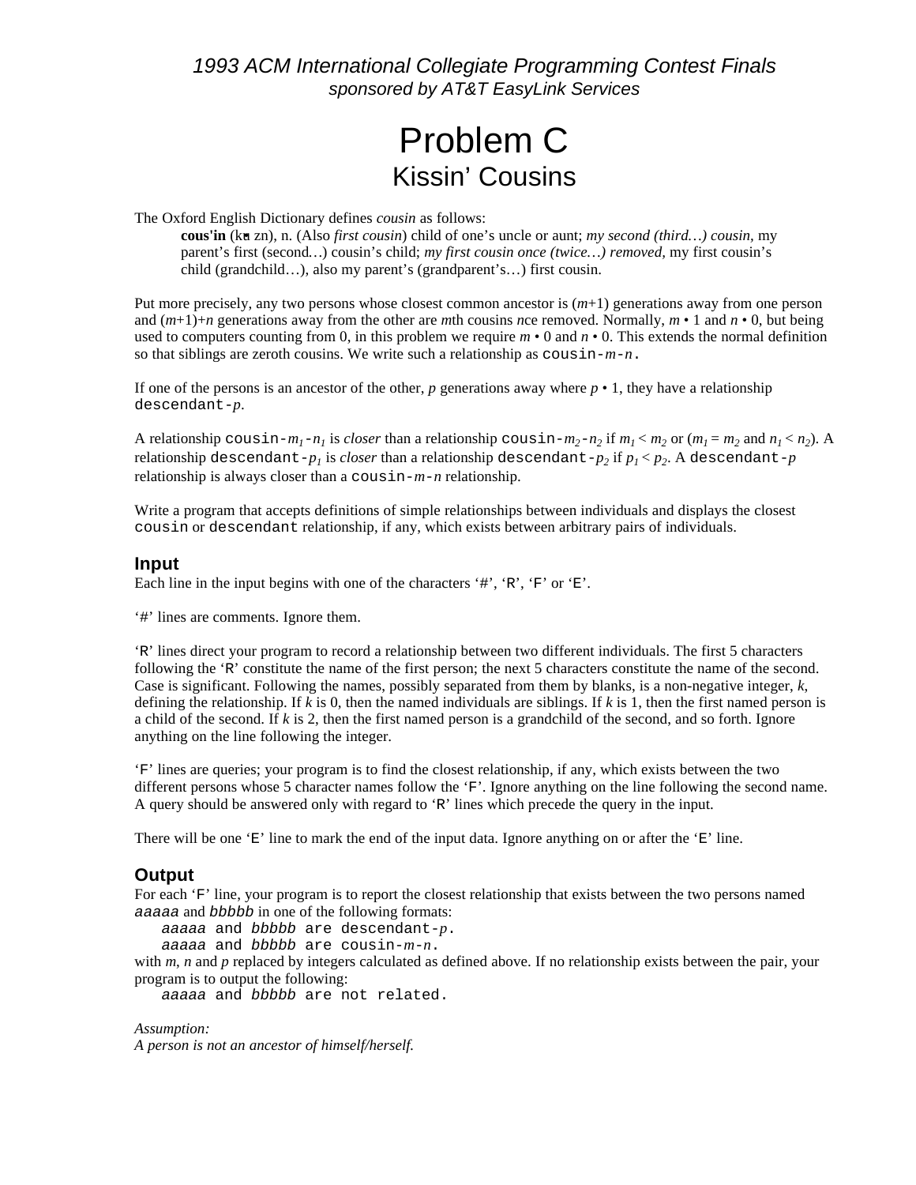*1993 ACM International Collegiate Programming Contest Finals*
*sponsored by AT&T EasyLink Services*

# Problem C
## Kissin' Cousins

The Oxford English Dictionary defines *cousin* as follows:

> **cous'in** (k• zn), n. (Also *first cousin*) child of one's uncle or aunt; *my second (third…) cousin,* my parent's first (second…) cousin's child; *my first cousin once (twice…) removed,* my first cousin's child (grandchild…), also my parent's (grandparent's…) first cousin.

Put more precisely, any two persons whose closest common ancestor is $(m+1)$ generations away from one person and $(m+1)+n$ generations away from the other are $m$th cousins $n$ce removed. Normally, $m$ • 1 and $n$ • 0, but being used to computers counting from 0, in this problem we require $m$ • 0 and $n$ • 0. This extends the normal definition so that siblings are zeroth cousins. We write such a relationship as `cousin-`*m*`-`*n*.

If one of the persons is an ancestor of the other, $p$ generations away where $p$ • 1, they have a relationship `descendant-`*p*.

A relationship `cousin-`$m_1$`-`$n_1$ is *closer* than a relationship `cousin-`$m_2$`-`$n_2$ if $m_1 < m_2$ or ($m_1 = m_2$ and $n_1 < n_2$). A relationship `descendant-`$p_1$ is *closer* than a relationship `descendant-`$p_2$ if $p_1 < p_2$. A `descendant-`*p* relationship is always closer than a `cousin-`*m*`-`*n* relationship.

Write a program that accepts definitions of simple relationships between individuals and displays the closest `cousin` or `descendant` relationship, if any, which exists between arbitrary pairs of individuals.

### Input

Each line in the input begins with one of the characters '`#`', '`R`', '`F`' or '`E`'.

'`#`' lines are comments. Ignore them.

'`R`' lines direct your program to record a relationship between two different individuals. The first 5 characters following the '`R`' constitute the name of the first person; the next 5 characters constitute the name of the second. Case is significant. Following the names, possibly separated from them by blanks, is a non-negative integer, $k$, defining the relationship. If $k$ is 0, then the named individuals are siblings. If $k$ is 1, then the first named person is a child of the second. If $k$ is 2, then the first named person is a grandchild of the second, and so forth. Ignore anything on the line following the integer.

'`F`' lines are queries; your program is to find the closest relationship, if any, which exists between the two different persons whose 5 character names follow the '`F`'. Ignore anything on the line following the second name. A query should be answered only with regard to '`R`' lines which precede the query in the input.

There will be one '`E`' line to mark the end of the input data. Ignore anything on or after the '`E`' line.

### Output

For each '`F`' line, your program is to report the closest relationship that exists between the two persons named *aaaaa* and *bbbbb* in one of the following formats:

```
aaaaa and bbbbb are descendant-p.
aaaaa and bbbbb are cousin-m-n.
```

with $m$, $n$ and $p$ replaced by integers calculated as defined above. If no relationship exists between the pair, your program is to output the following:

```
aaaaa and bbbbb are not related.
```

*Assumption:*
*A person is not an ancestor of himself/herself.*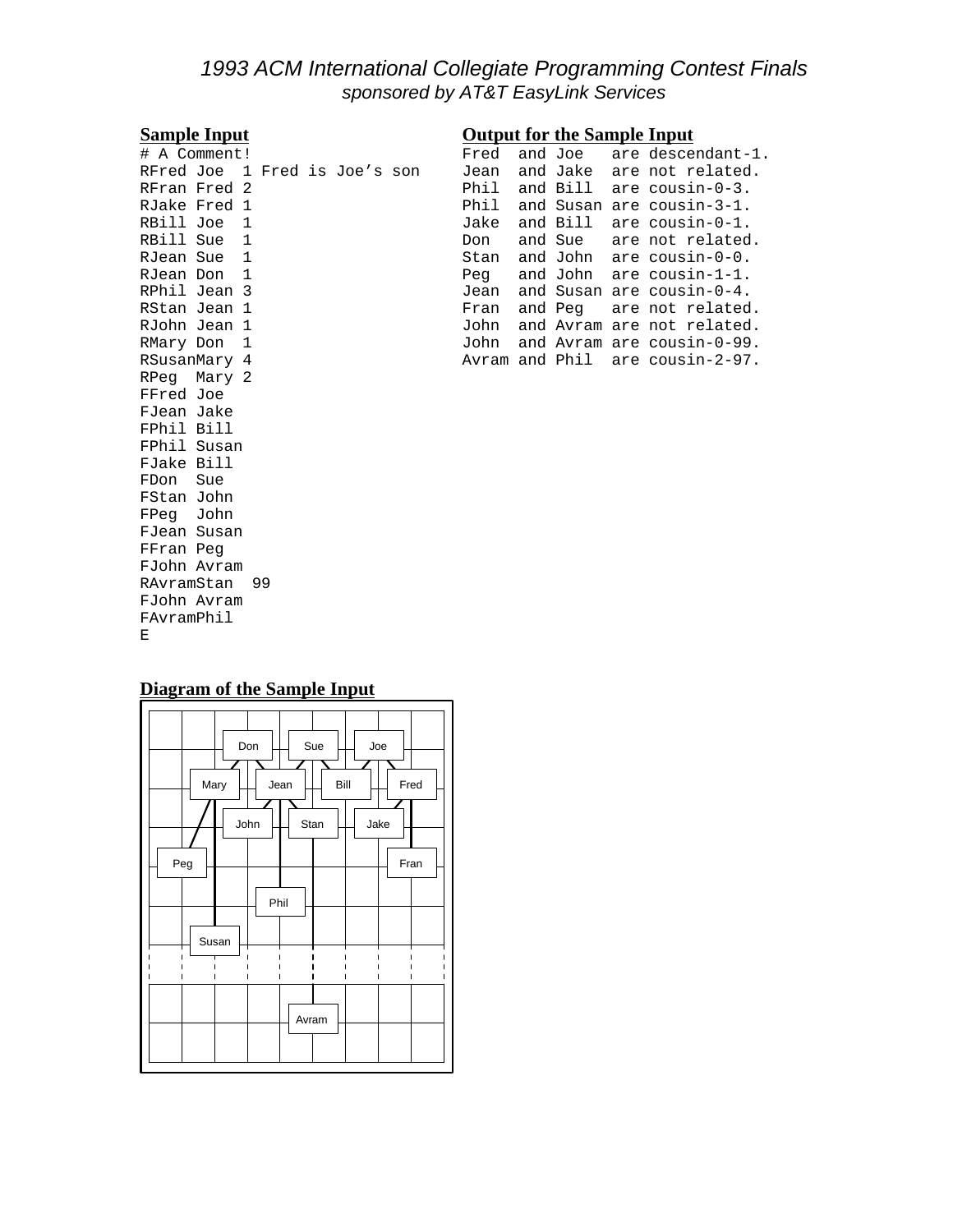## Sample Input

```
# A Comment!
RFred Joe  1 Fred is Joe's son
RFran Fred 2
RJake Fred 1
RBill Joe  1
RBill Sue  1
RJean Sue  1
RJean Don  1
RPhil Jean 3
RStan Jean 1
RJohn Jean 1
RMary Don  1
RSusanMary 4
RPeg  Mary 2
FFred Joe
FJean Jake
FPhil Bill
FPhil Susan
FJake Bill
FDon  Sue
FStan John
FPeg  John
FJean Susan
FFran Peg
FJohn Avram
RAvramStan  99
FJohn Avram
FAvramPhil
E
```

## Output for the Sample Input

```
Fred  and Joe   are descendant-1.
Jean  and Jake  are not related.
Phil  and Bill  are cousin-0-3.
Phil  and Susan are cousin-3-1.
Jake  and Bill  are cousin-0-1.
Don   and Sue   are not related.
Stan  and John  are cousin-0-0.
Peg   and John  are cousin-1-1.
Jean  and Susan are cousin-0-4.
Fran  and Peg   are not related.
John  and Avram are not related.
John  and Avram are cousin-0-99.
Avram and Phil  are cousin-2-97.
```

## Diagram of the Sample Input

Don
Sue
Joe
Mary
Jean
Bill
Fred
John
Stan
Jake
Peg
Fran
Phil
Susan
Avram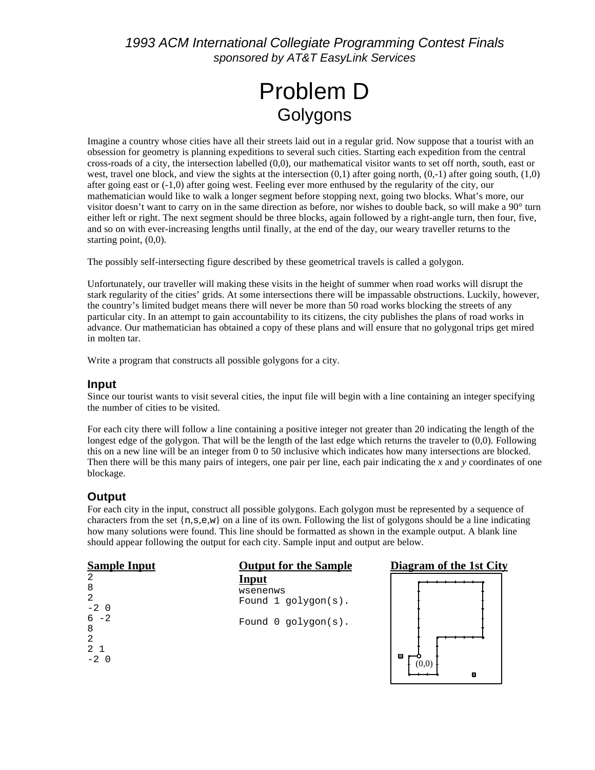*1993 ACM International Collegiate Programming Contest Finals*
*sponsored by AT&T EasyLink Services*

# Problem D
## Golygons

Imagine a country whose cities have all their streets laid out in a regular grid. Now suppose that a tourist with an obsession for geometry is planning expeditions to several such cities. Starting each expedition from the central cross-roads of a city, the intersection labelled (0,0), our mathematical visitor wants to set off north, south, east or west, travel one block, and view the sights at the intersection (0,1) after going north, (0,-1) after going south, (1,0) after going east or (-1,0) after going west. Feeling ever more enthused by the regularity of the city, our mathematician would like to walk a longer segment before stopping next, going two blocks. What's more, our visitor doesn't want to carry on in the same direction as before, nor wishes to double back, so will make a 90° turn either left or right. The next segment should be three blocks, again followed by a right-angle turn, then four, five, and so on with ever-increasing lengths until finally, at the end of the day, our weary traveller returns to the starting point, (0,0).

The possibly self-intersecting figure described by these geometrical travels is called a golygon.

Unfortunately, our traveller will making these visits in the height of summer when road works will disrupt the stark regularity of the cities' grids. At some intersections there will be impassable obstructions. Luckily, however, the country's limited budget means there will never be more than 50 road works blocking the streets of any particular city. In an attempt to gain accountability to its citizens, the city publishes the plans of road works in advance. Our mathematician has obtained a copy of these plans and will ensure that no golygonal trips get mired in molten tar.

Write a program that constructs all possible golygons for a city.

### Input

Since our tourist wants to visit several cities, the input file will begin with a line containing an integer specifying the number of cities to be visited.

For each city there will follow a line containing a positive integer not greater than 20 indicating the length of the longest edge of the golygon. That will be the length of the last edge which returns the traveler to (0,0). Following this on a new line will be an integer from 0 to 50 inclusive which indicates how many intersections are blocked. Then there will be this many pairs of integers, one pair per line, each pair indicating the *x* and *y* coordinates of one blockage.

### Output

For each city in the input, construct all possible golygons. Each golygon must be represented by a sequence of characters from the set {n,s,e,w} on a line of its own. Following the list of golygons should be a line indicating how many solutions were found. This line should be formatted as shown in the example output. A blank line should appear following the output for each city. Sample input and output are below.

**Sample Input**

```
2
8
2
-2 0
6 -2
8
2
2 1
-2 0
```

**Output for the Sample Input**

```
wsenenws
Found 1 golygon(s).

Found 0 golygon(s).
```

**Diagram of the 1st City**

(0,0)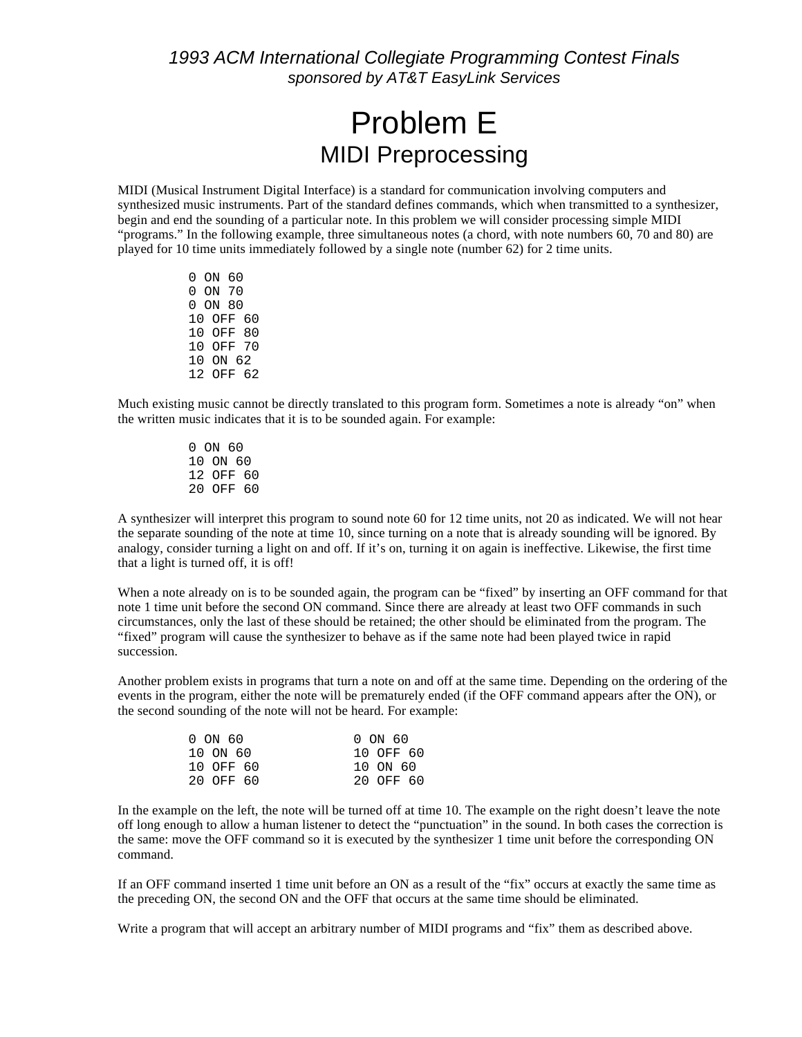*1993 ACM International Collegiate Programming Contest Finals*
*sponsored by AT&T EasyLink Services*

# Problem E
## MIDI Preprocessing

MIDI (Musical Instrument Digital Interface) is a standard for communication involving computers and synthesized music instruments. Part of the standard defines commands, which when transmitted to a synthesizer, begin and end the sounding of a particular note. In this problem we will consider processing simple MIDI "programs." In the following example, three simultaneous notes (a chord, with note numbers 60, 70 and 80) are played for 10 time units immediately followed by a single note (number 62) for 2 time units.

```
0 ON 60
0 ON 70
0 ON 80
10 OFF 60
10 OFF 80
10 OFF 70
10 ON 62
12 OFF 62
```

Much existing music cannot be directly translated to this program form. Sometimes a note is already "on" when the written music indicates that it is to be sounded again. For example:

```
0 ON 60
10 ON 60
12 OFF 60
20 OFF 60
```

A synthesizer will interpret this program to sound note 60 for 12 time units, not 20 as indicated. We will not hear the separate sounding of the note at time 10, since turning on a note that is already sounding will be ignored. By analogy, consider turning a light on and off. If it's on, turning it on again is ineffective. Likewise, the first time that a light is turned off, it is off!

When a note already on is to be sounded again, the program can be "fixed" by inserting an OFF command for that note 1 time unit before the second ON command. Since there are already at least two OFF commands in such circumstances, only the last of these should be retained; the other should be eliminated from the program. The "fixed" program will cause the synthesizer to behave as if the same note had been played twice in rapid succession.

Another problem exists in programs that turn a note on and off at the same time. Depending on the ordering of the events in the program, either the note will be prematurely ended (if the OFF command appears after the ON), or the second sounding of the note will not be heard. For example:

```
0 ON 60              0 ON 60
10 ON 60             10 OFF 60
10 OFF 60            10 ON 60
20 OFF 60            20 OFF 60
```

In the example on the left, the note will be turned off at time 10. The example on the right doesn't leave the note off long enough to allow a human listener to detect the "punctuation" in the sound. In both cases the correction is the same: move the OFF command so it is executed by the synthesizer 1 time unit before the corresponding ON command.

If an OFF command inserted 1 time unit before an ON as a result of the "fix" occurs at exactly the same time as the preceding ON, the second ON and the OFF that occurs at the same time should be eliminated.

Write a program that will accept an arbitrary number of MIDI programs and "fix" them as described above.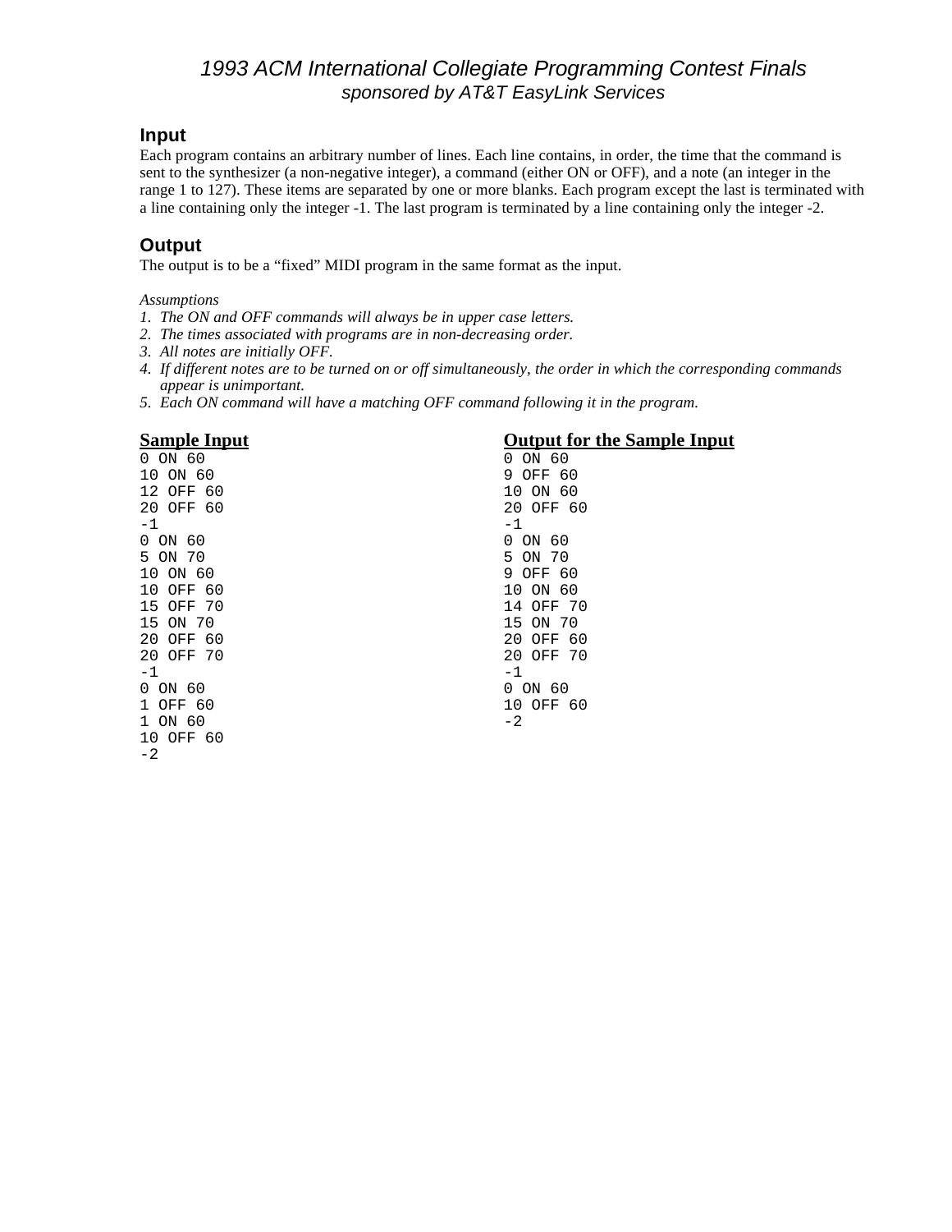## Input

Each program contains an arbitrary number of lines. Each line contains, in order, the time that the command is sent to the synthesizer (a non-negative integer), a command (either ON or OFF), and a note (an integer in the range 1 to 127). These items are separated by one or more blanks. Each program except the last is terminated with a line containing only the integer -1. The last program is terminated by a line containing only the integer -2.

## Output

The output is to be a "fixed" MIDI program in the same format as the input.

*Assumptions*

1. *The ON and OFF commands will always be in upper case letters.*
2. *The times associated with programs are in non-decreasing order.*
3. *All notes are initially OFF.*
4. *If different notes are to be turned on or off simultaneously, the order in which the corresponding commands appear is unimportant.*
5. *Each ON command will have a matching OFF command following it in the program.*

**Sample Input**

```
0 ON 60
10 ON 60
12 OFF 60
20 OFF 60
-1
0 ON 60
5 ON 70
10 ON 60
10 OFF 60
15 OFF 70
15 ON 70
20 OFF 60
20 OFF 70
-1
0 ON 60
1 OFF 60
1 ON 60
10 OFF 60
-2
```

**Output for the Sample Input**

```
0 ON 60
9 OFF 60
10 ON 60
20 OFF 60
-1
0 ON 60
5 ON 70
9 OFF 60
10 ON 60
14 OFF 70
15 ON 70
20 OFF 60
20 OFF 70
-1
0 ON 60
10 OFF 60
-2
```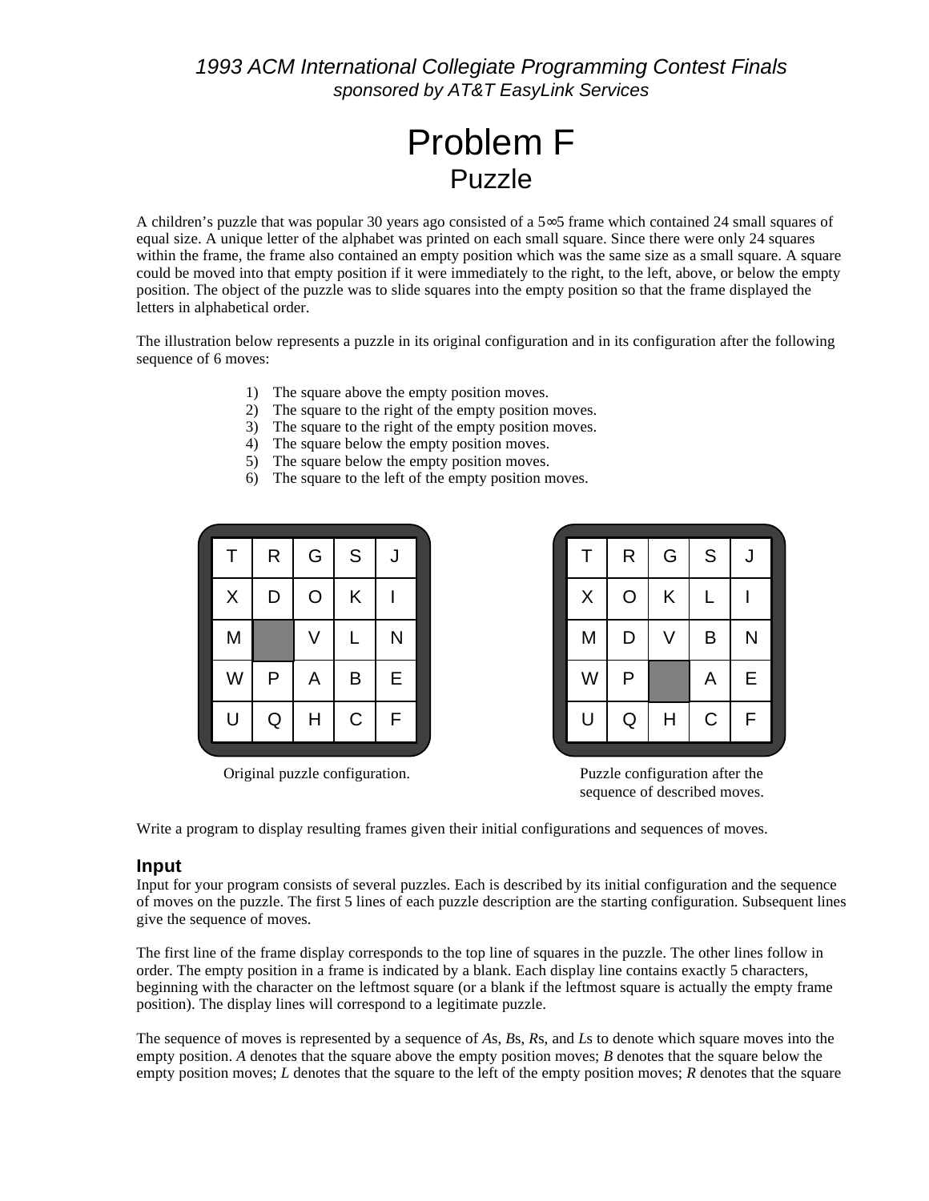# 1993 ACM International Collegiate Programming Contest Finals

*sponsored by AT&T EasyLink Services*

## Problem F
### Puzzle

A children's puzzle that was popular 30 years ago consisted of a 5∞5 frame which contained 24 small squares of equal size. A unique letter of the alphabet was printed on each small square. Since there were only 24 squares within the frame, the frame also contained an empty position which was the same size as a small square. A square could be moved into that empty position if it were immediately to the right, to the left, above, or below the empty position. The object of the puzzle was to slide squares into the empty position so that the frame displayed the letters in alphabetical order.

The illustration below represents a puzzle in its original configuration and in its configuration after the following sequence of 6 moves:

1) The square above the empty position moves.
2) The square to the right of the empty position moves.
3) The square to the right of the empty position moves.
4) The square below the empty position moves.
5) The square below the empty position moves.
6) The square to the left of the empty position moves.

| | | | | |
|---|---|---|---|---|
| T | R | G | S | J |
| X | D | O | K | I |
| M | | V | L | N |
| W | P | A | B | E |
| U | Q | H | C | F |

Original puzzle configuration.

| | | | | |
|---|---|---|---|---|
| T | R | G | S | J |
| X | O | K | L | I |
| M | D | V | B | N |
| W | P | | A | E |
| U | Q | H | C | F |

Puzzle configuration after the sequence of described moves.

Write a program to display resulting frames given their initial configurations and sequences of moves.

### Input

Input for your program consists of several puzzles. Each is described by its initial configuration and the sequence of moves on the puzzle. The first 5 lines of each puzzle description are the starting configuration. Subsequent lines give the sequence of moves.

The first line of the frame display corresponds to the top line of squares in the puzzle. The other lines follow in order. The empty position in a frame is indicated by a blank. Each display line contains exactly 5 characters, beginning with the character on the leftmost square (or a blank if the leftmost square is actually the empty frame position). The display lines will correspond to a legitimate puzzle.

The sequence of moves is represented by a sequence of *A*s, *B*s, *R*s, and *L*s to denote which square moves into the empty position. *A* denotes that the square above the empty position moves; *B* denotes that the square below the empty position moves; *L* denotes that the square to the left of the empty position moves; *R* denotes that the square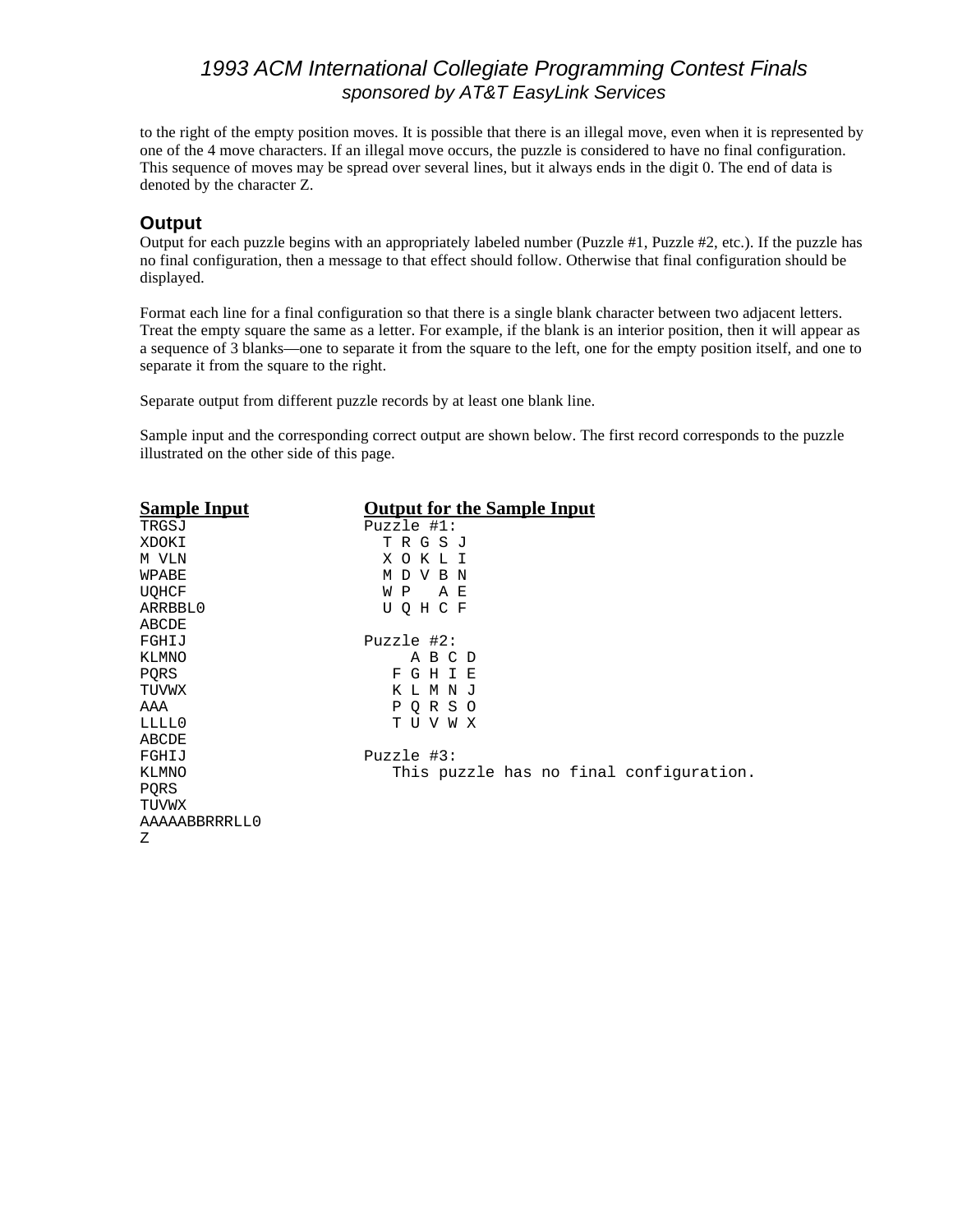to the right of the empty position moves. It is possible that there is an illegal move, even when it is represented by one of the 4 move characters. If an illegal move occurs, the puzzle is considered to have no final configuration. This sequence of moves may be spread over several lines, but it always ends in the digit 0. The end of data is denoted by the character Z.

### Output

Output for each puzzle begins with an appropriately labeled number (Puzzle #1, Puzzle #2, etc.). If the puzzle has no final configuration, then a message to that effect should follow. Otherwise that final configuration should be displayed.

Format each line for a final configuration so that there is a single blank character between two adjacent letters. Treat the empty square the same as a letter. For example, if the blank is an interior position, then it will appear as a sequence of 3 blanks—one to separate it from the square to the left, one for the empty position itself, and one to separate it from the square to the right.

Separate output from different puzzle records by at least one blank line.

Sample input and the corresponding correct output are shown below. The first record corresponds to the puzzle illustrated on the other side of this page.

**Sample Input**

```
TRGSJ
XDOKI
M VLN
WPABE
UQHCF
ARRBBL0
ABCDE
FGHIJ
KLMNO
PQRS
TUVWX
AAA
LLLL0
ABCDE
FGHIJ
KLMNO
PQRS
TUVWX
AAAAABBRRRLL0
Z
```

**Output for the Sample Input**

```
Puzzle #1:
  T R G S J
  X O K L I
  M D V B N
  W P   A E
  U Q H C F

Puzzle #2:
     A B C D
   F G H I E
   K L M N J
   P Q R S O
   T U V W X

Puzzle #3:
   This puzzle has no final configuration.
```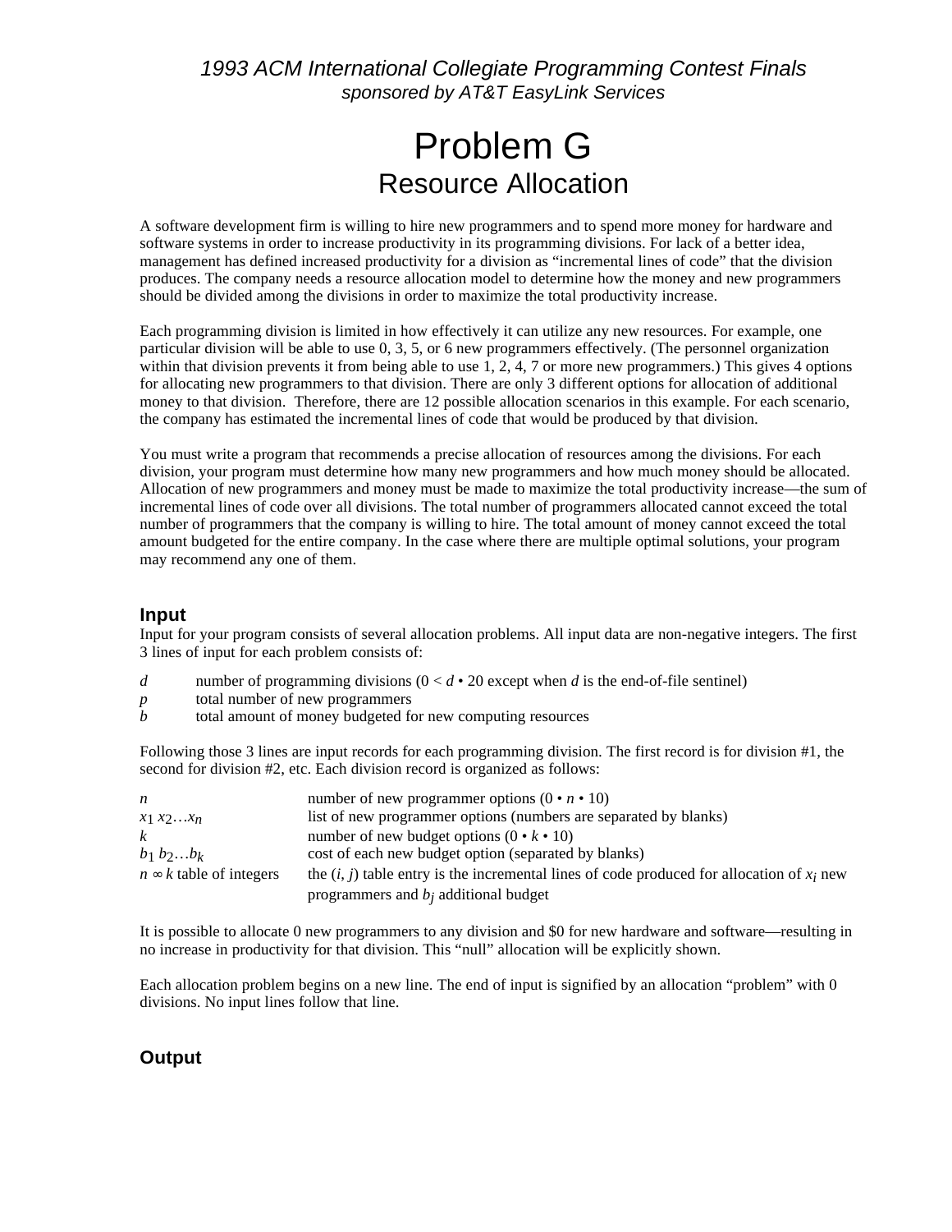*1993 ACM International Collegiate Programming Contest Finals*
*sponsored by AT&T EasyLink Services*

# Problem G
## Resource Allocation

A software development firm is willing to hire new programmers and to spend more money for hardware and software systems in order to increase productivity in its programming divisions. For lack of a better idea, management has defined increased productivity for a division as "incremental lines of code" that the division produces. The company needs a resource allocation model to determine how the money and new programmers should be divided among the divisions in order to maximize the total productivity increase.

Each programming division is limited in how effectively it can utilize any new resources. For example, one particular division will be able to use 0, 3, 5, or 6 new programmers effectively. (The personnel organization within that division prevents it from being able to use 1, 2, 4, 7 or more new programmers.) This gives 4 options for allocating new programmers to that division. There are only 3 different options for allocation of additional money to that division. Therefore, there are 12 possible allocation scenarios in this example. For each scenario, the company has estimated the incremental lines of code that would be produced by that division.

You must write a program that recommends a precise allocation of resources among the divisions. For each division, your program must determine how many new programmers and how much money should be allocated. Allocation of new programmers and money must be made to maximize the total productivity increase—the sum of incremental lines of code over all divisions. The total number of programmers allocated cannot exceed the total number of programmers that the company is willing to hire. The total amount of money cannot exceed the total amount budgeted for the entire company. In the case where there are multiple optimal solutions, your program may recommend any one of them.

### Input

Input for your program consists of several allocation problems. All input data are non-negative integers. The first 3 lines of input for each problem consists of:

| | |
|---|---|
| $d$ | number of programming divisions ($0 < d \le 20$ except when $d$ is the end-of-file sentinel) |
| $p$ | total number of new programmers |
| $b$ | total amount of money budgeted for new computing resources |

Following those 3 lines are input records for each programming division. The first record is for division #1, the second for division #2, etc. Each division record is organized as follows:

| | |
|---|---|
| $n$ | number of new programmer options ($0 \le n \le 10$) |
| $x_1\ x_2 \ldots x_n$ | list of new programmer options (numbers are separated by blanks) |
| $k$ | number of new budget options ($0 \le k \le 10$) |
| $b_1\ b_2 \ldots b_k$ | cost of each new budget option (separated by blanks) |
| $n \times k$ table of integers | the $(i, j)$ table entry is the incremental lines of code produced for allocation of $x_i$ new programmers and $b_j$ additional budget |

It is possible to allocate 0 new programmers to any division and $0 for new hardware and software—resulting in no increase in productivity for that division. This "null" allocation will be explicitly shown.

Each allocation problem begins on a new line. The end of input is signified by an allocation "problem" with 0 divisions. No input lines follow that line.

### Output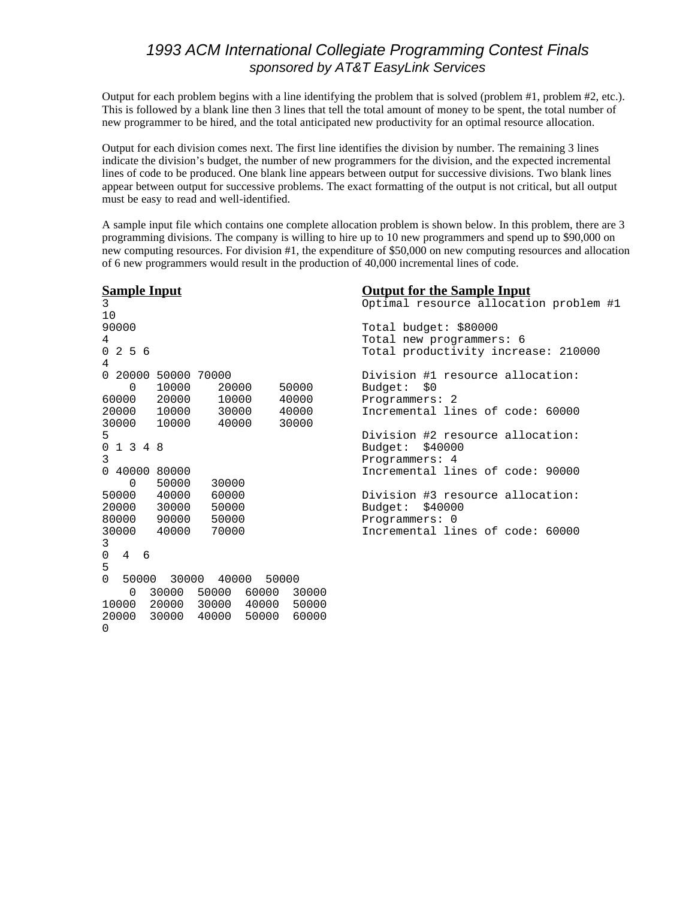# 1993 ACM International Collegiate Programming Contest Finals
*sponsored by AT&T EasyLink Services*

Output for each problem begins with a line identifying the problem that is solved (problem #1, problem #2, etc.). This is followed by a blank line then 3 lines that tell the total amount of money to be spent, the total number of new programmer to be hired, and the total anticipated new productivity for an optimal resource allocation.

Output for each division comes next. The first line identifies the division by number. The remaining 3 lines indicate the division's budget, the number of new programmers for the division, and the expected incremental lines of code to be produced. One blank line appears between output for successive divisions. Two blank lines appear between output for successive problems. The exact formatting of the output is not critical, but all output must be easy to read and well-identified.

A sample input file which contains one complete allocation problem is shown below. In this problem, there are 3 programming divisions. The company is willing to hire up to 10 new programmers and spend up to $90,000 on new computing resources. For division #1, the expenditure of $50,000 on new computing resources and allocation of 6 new programmers would result in the production of 40,000 incremental lines of code.

**Sample Input**

```
3
10
90000
4
0 2 5 6
4
0 20000 50000 70000
    0   10000    20000    50000
60000   20000    10000    40000
20000   10000    30000    40000
30000   10000    40000    30000
5
0 1 3 4 8
3
0 40000 80000
    0   50000   30000
50000   40000   60000
20000   30000   50000
80000   90000   50000
30000   40000   70000
3
0  4  6
5
0  50000  30000  40000  50000
    0  30000  50000  60000  30000
10000  20000  30000  40000  50000
20000  30000  40000  50000  60000
0
```

**Output for the Sample Input**

```
Optimal resource allocation problem #1

Total budget: $80000
Total new programmers: 6
Total productivity increase: 210000

Division #1 resource allocation:
Budget:  $0
Programmers: 2
Incremental lines of code: 60000

Division #2 resource allocation:
Budget:  $40000
Programmers: 4
Incremental lines of code: 90000

Division #3 resource allocation:
Budget:  $40000
Programmers: 0
Incremental lines of code: 60000
```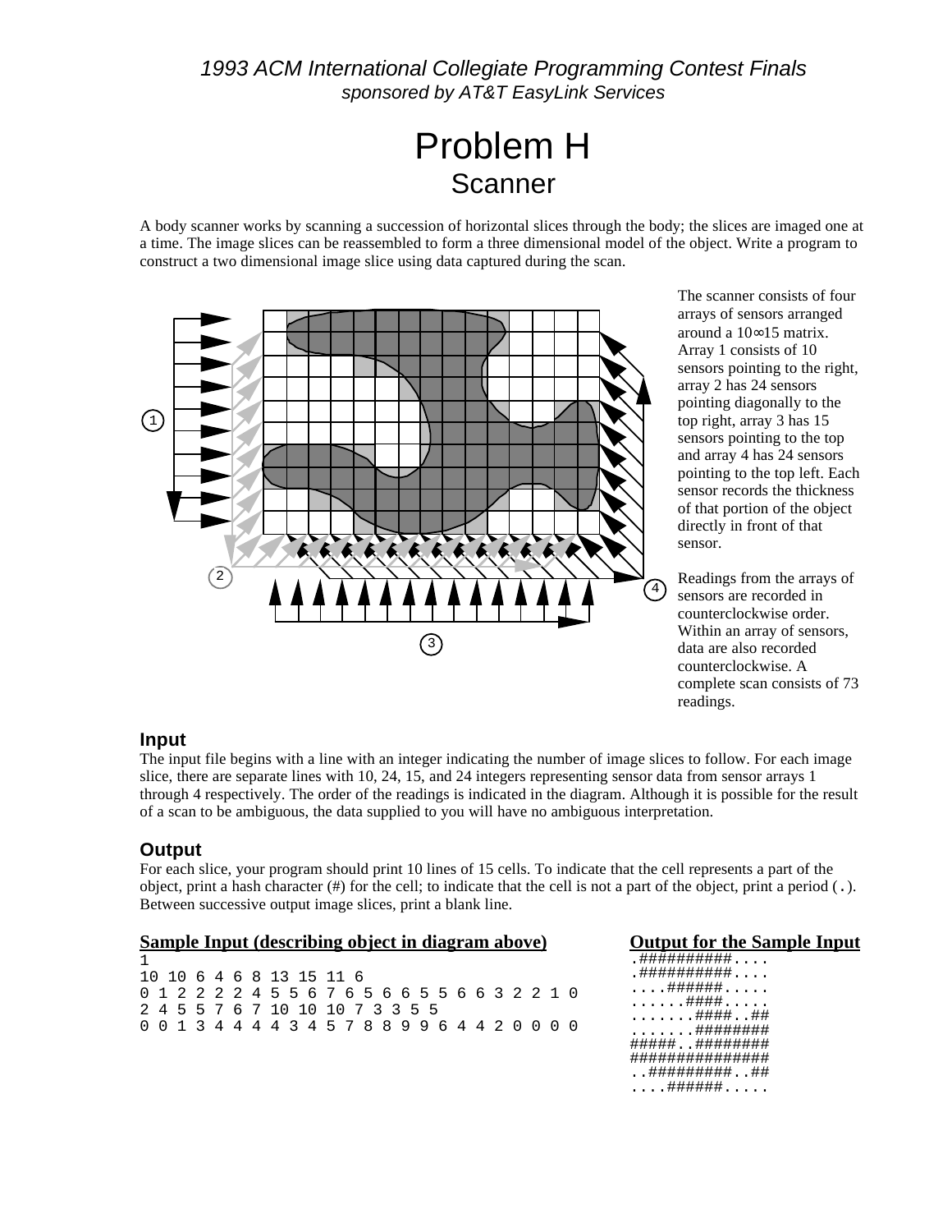*1993 ACM International Collegiate Programming Contest Finals*
*sponsored by AT&T EasyLink Services*

# Problem H
## Scanner

A body scanner works by scanning a succession of horizontal slices through the body; the slices are imaged one at a time. The image slices can be reassembled to form a three dimensional model of the object. Write a program to construct a two dimensional image slice using data captured during the scan.

1

2

3

4

The scanner consists of four arrays of sensors arranged around a 10∞15 matrix. Array 1 consists of 10 sensors pointing to the right, array 2 has 24 sensors pointing diagonally to the top right, array 3 has 15 sensors pointing to the top and array 4 has 24 sensors pointing to the top left. Each sensor records the thickness of that portion of the object directly in front of that sensor.

Readings from the arrays of sensors are recorded in counterclockwise order. Within an array of sensors, data are also recorded counterclockwise. A complete scan consists of 73 readings.

### Input

The input file begins with a line with an integer indicating the number of image slices to follow. For each image slice, there are separate lines with 10, 24, 15, and 24 integers representing sensor data from sensor arrays 1 through 4 respectively. The order of the readings is indicated in the diagram. Although it is possible for the result of a scan to be ambiguous, the data supplied to you will have no ambiguous interpretation.

### Output

For each slice, your program should print 10 lines of 15 cells. To indicate that the cell represents a part of the object, print a hash character (#) for the cell; to indicate that the cell is not a part of the object, print a period (.). Between successive output image slices, print a blank line.

**Sample Input (describing object in diagram above)**

```
1
10 10 6 4 6 8 13 15 11 6
0 1 2 2 2 2 4 5 5 6 7 6 5 6 6 5 5 6 6 3 2 2 1 0
2 4 5 5 7 6 7 10 10 10 7 3 3 5 5
0 0 1 3 4 4 4 4 3 4 5 7 8 8 9 9 6 4 4 2 0 0 0 0
```

**Output for the Sample Input**

```
.##########....
.##########....
....######.....
......####.....
.......####..##
.......########
#####..########
###############
..#########..##
....######.....
```